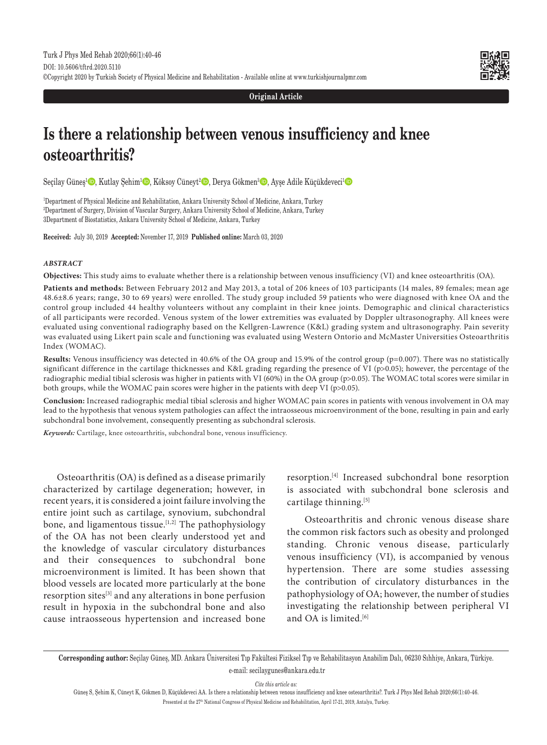Original Article

# Is there a relationship between venous insufficiency and knee osteoarthritis?

Seçilay Güneş[1], Kutlay Şehim[1], Köksoy Cüneyt[2], Derya Gökmen[3], Ayşe Adile Küçükdeveci[1]

[1]Department of Physical Medicine and Rehabilitation, Ankara University School of Medicine, Ankara, Turkey
[2]Department of Surgery, Division of Vascular Surgery, Ankara University School of Medicine, Ankara, Turkey
[3]Department of Biostatistics, Ankara University School of Medicine, Ankara, Turkey

**Received:** July 30, 2019 **Accepted:** November 17, 2019 **Published online:** March 03, 2020

### *ABSTRACT*

**Objectives:** This study aims to evaluate whether there is a relationship between venous insufficiency (VI) and knee osteoarthritis (OA).

**Patients and methods:** Between February 2012 and May 2013, a total of 206 knees of 103 participants (14 males, 89 females; mean age 48.6±8.6 years; range, 30 to 69 years) were enrolled. The study group included 59 patients who were diagnosed with knee OA and the control group included 44 healthy volunteers without any complaint in their knee joints. Demographic and clinical characteristics of all participants were recorded. Venous system of the lower extremities was evaluated by Doppler ultrasonography. All knees were evaluated using conventional radiography based on the Kellgren-Lawrence (K&L) grading system and ultrasonography. Pain severity was evaluated using Likert pain scale and functioning was evaluated using Western Ontorio and McMaster Universities Osteoarthritis Index (WOMAC).

**Results:** Venous insufficiency was detected in 40.6% of the OA group and 15.9% of the control group ($p=0.007$). There was no statistically significant difference in the cartilage thicknesses and K&L grading regarding the presence of VI ($p>0.05$); however, the percentage of the radiographic medial tibial sclerosis was higher in patients with VI (60%) in the OA group ($p>0.05$). The WOMAC total scores were similar in both groups, while the WOMAC pain scores were higher in the patients with deep VI ($p>0.05$).

**Conclusion:** Increased radiographic medial tibial sclerosis and higher WOMAC pain scores in patients with venous involvement in OA may lead to the hypothesis that venous system pathologies can affect the intraosseous microenvironment of the bone, resulting in pain and early subchondral bone involvement, consequently presenting as subchondral sclerosis.

*Keywords:* Cartilage, knee osteoarthritis, subchondral bone, venous insufficiency.

Osteoarthritis (OA) is defined as a disease primarily characterized by cartilage degeneration; however, in recent years, it is considered a joint failure involving the entire joint such as cartilage, synovium, subchondral bone, and ligamentous tissue.[1,2] The pathophysiology of the OA has not been clearly understood yet and the knowledge of vascular circulatory disturbances and their consequences to subchondral bone microenvironment is limited. It has been shown that blood vessels are located more particularly at the bone resorption sites[3] and any alterations in bone perfusion result in hypoxia in the subchondral bone and also cause intraosseous hypertension and increased bone resorption.[4] Increased subchondral bone resorption is associated with subchondral bone sclerosis and cartilage thinning.[5]

Osteoarthritis and chronic venous disease share the common risk factors such as obesity and prolonged standing. Chronic venous disease, particularly venous insufficiency (VI), is accompanied by venous hypertension. There are some studies assessing the contribution of circulatory disturbances in the pathophysiology of OA; however, the number of studies investigating the relationship between peripheral VI and OA is limited.[6]

**Corresponding author:** Seçilay Güneş, MD. Ankara Üniversitesi Tıp Fakültesi Fiziksel Tıp ve Rehabilitasyon Anabilim Dalı, 06230 Sıhhiye, Ankara, Türkiye.
e-mail: secilaygunes@ankara.edu.tr

*Cite this article as:*

Güneş S, Şehim K, Cüneyt K, Gökmen D, Küçükdeveci AA. Is there a relationship between venous insufficiency and knee osteoarthritis?. Turk J Phys Med Rehab 2020;66(1):40-46.

Presented at the 27th National Congress of Physical Medicine and Rehabilitation, April 17-21, 2019, Antalya, Turkey.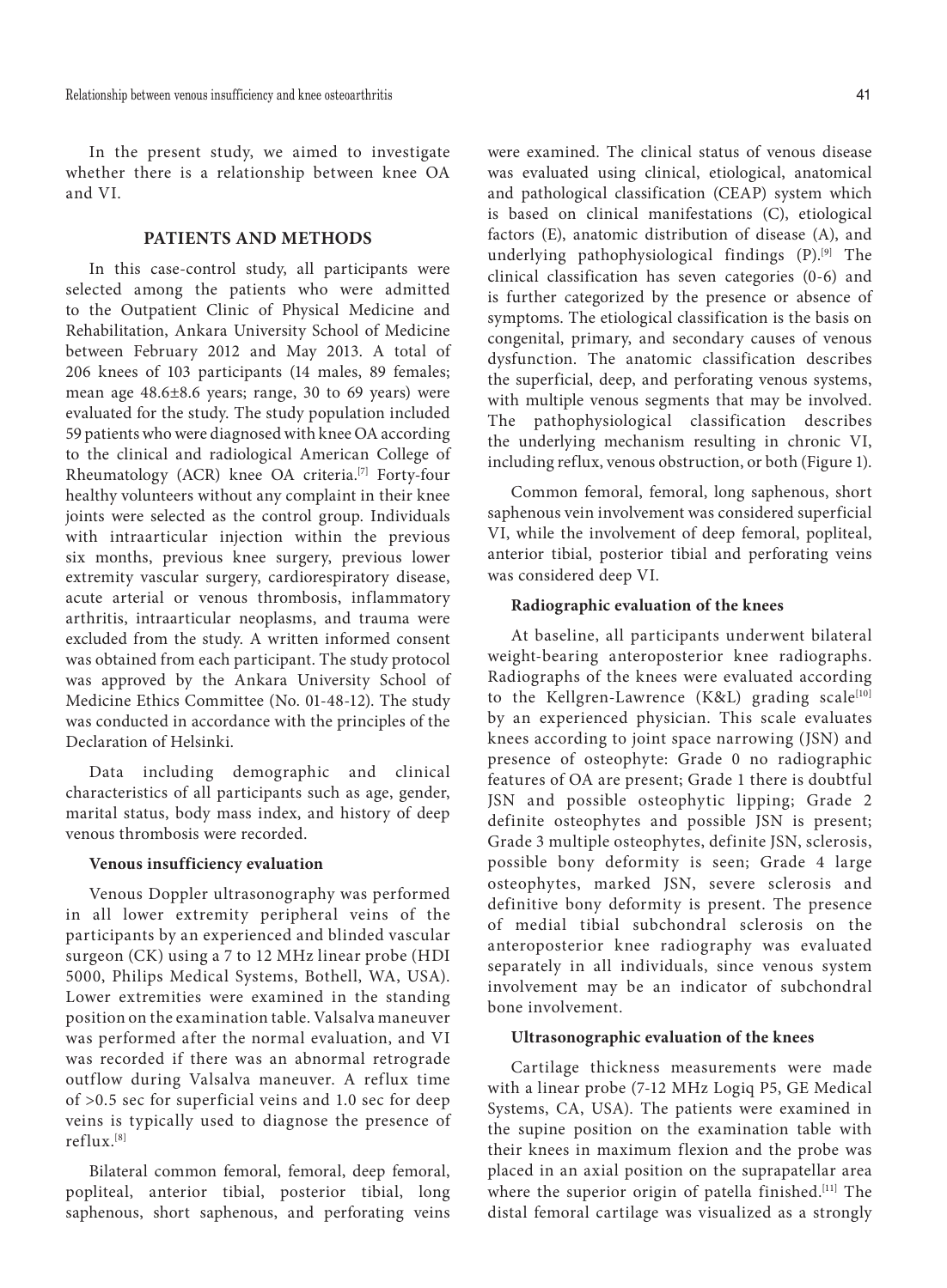In the present study, we aimed to investigate whether there is a relationship between knee OA and VI.

## PATIENTS AND METHODS

In this case-control study, all participants were selected among the patients who were admitted to the Outpatient Clinic of Physical Medicine and Rehabilitation, Ankara University School of Medicine between February 2012 and May 2013. A total of 206 knees of 103 participants (14 males, 89 females; mean age 48.6±8.6 years; range, 30 to 69 years) were evaluated for the study. The study population included 59 patients who were diagnosed with knee OA according to the clinical and radiological American College of Rheumatology (ACR) knee OA criteria.[7] Forty-four healthy volunteers without any complaint in their knee joints were selected as the control group. Individuals with intraarticular injection within the previous six months, previous knee surgery, previous lower extremity vascular surgery, cardiorespiratory disease, acute arterial or venous thrombosis, inflammatory arthritis, intraarticular neoplasms, and trauma were excluded from the study. A written informed consent was obtained from each participant. The study protocol was approved by the Ankara University School of Medicine Ethics Committee (No. 01-48-12). The study was conducted in accordance with the principles of the Declaration of Helsinki.

Data including demographic and clinical characteristics of all participants such as age, gender, marital status, body mass index, and history of deep venous thrombosis were recorded.

### Venous insufficiency evaluation

Venous Doppler ultrasonography was performed in all lower extremity peripheral veins of the participants by an experienced and blinded vascular surgeon (CK) using a 7 to 12 MHz linear probe (HDI 5000, Philips Medical Systems, Bothell, WA, USA). Lower extremities were examined in the standing position on the examination table. Valsalva maneuver was performed after the normal evaluation, and VI was recorded if there was an abnormal retrograde outflow during Valsalva maneuver. A reflux time of >0.5 sec for superficial veins and 1.0 sec for deep veins is typically used to diagnose the presence of reflux.[8]

Bilateral common femoral, femoral, deep femoral, popliteal, anterior tibial, posterior tibial, long saphenous, short saphenous, and perforating veins were examined. The clinical status of venous disease was evaluated using clinical, etiological, anatomical and pathological classification (CEAP) system which is based on clinical manifestations (C), etiological factors (E), anatomic distribution of disease (A), and underlying pathophysiological findings (P).[9] The clinical classification has seven categories (0-6) and is further categorized by the presence or absence of symptoms. The etiological classification is the basis on congenital, primary, and secondary causes of venous dysfunction. The anatomic classification describes the superficial, deep, and perforating venous systems, with multiple venous segments that may be involved. The pathophysiological classification describes the underlying mechanism resulting in chronic VI, including reflux, venous obstruction, or both (Figure 1).

Common femoral, femoral, long saphenous, short saphenous vein involvement was considered superficial VI, while the involvement of deep femoral, popliteal, anterior tibial, posterior tibial and perforating veins was considered deep VI.

### Radiographic evaluation of the knees

At baseline, all participants underwent bilateral weight-bearing anteroposterior knee radiographs. Radiographs of the knees were evaluated according to the Kellgren-Lawrence (K&L) grading scale[10] by an experienced physician. This scale evaluates knees according to joint space narrowing (JSN) and presence of osteophyte: Grade 0 no radiographic features of OA are present; Grade 1 there is doubtful JSN and possible osteophytic lipping; Grade 2 definite osteophytes and possible JSN is present; Grade 3 multiple osteophytes, definite JSN, sclerosis, possible bony deformity is seen; Grade 4 large osteophytes, marked JSN, severe sclerosis and definitive bony deformity is present. The presence of medial tibial subchondral sclerosis on the anteroposterior knee radiography was evaluated separately in all individuals, since venous system involvement may be an indicator of subchondral bone involvement.

### Ultrasonographic evaluation of the knees

Cartilage thickness measurements were made with a linear probe (7-12 MHz Logiq P5, GE Medical Systems, CA, USA). The patients were examined in the supine position on the examination table with their knees in maximum flexion and the probe was placed in an axial position on the suprapatellar area where the superior origin of patella finished.[11] The distal femoral cartilage was visualized as a strongly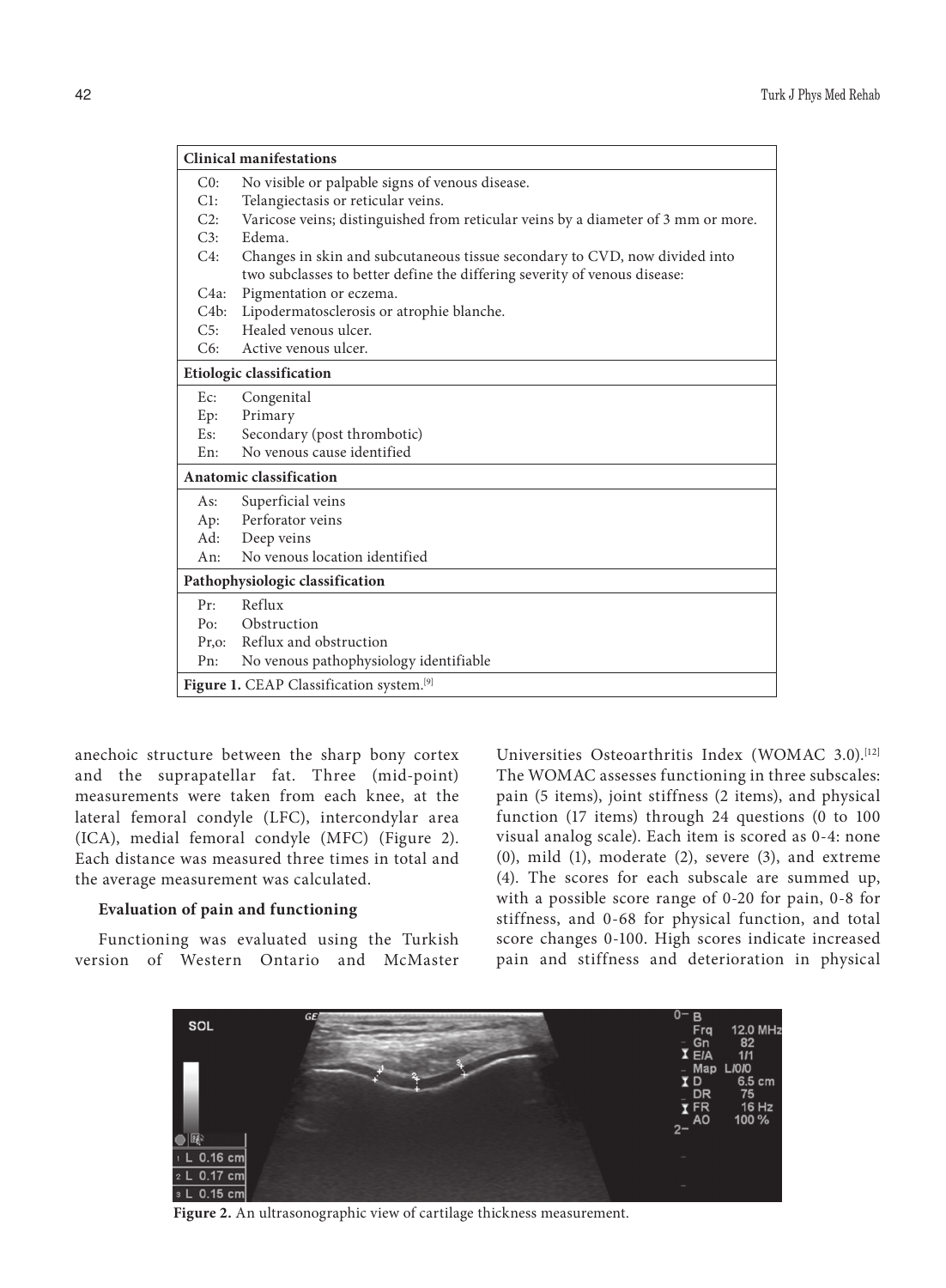| **Clinical manifestations** | |
|---|---|
| C0: | No visible or palpable signs of venous disease. |
| C1: | Telangiectasis or reticular veins. |
| C2: | Varicose veins; distinguished from reticular veins by a diameter of 3 mm or more. |
| C3: | Edema. |
| C4: | Changes in skin and subcutaneous tissue secondary to CVD, now divided into two subclasses to better define the differing severity of venous disease: |
| C4a: | Pigmentation or eczema. |
| C4b: | Lipodermatosclerosis or atrophie blanche. |
| C5: | Healed venous ulcer. |
| C6: | Active venous ulcer. |
| **Etiologic classification** | |
| Ec: | Congenital |
| Ep: | Primary |
| Es: | Secondary (post thrombotic) |
| En: | No venous cause identified |
| **Anatomic classification** | |
| As: | Superficial veins |
| Ap: | Perforator veins |
| Ad: | Deep veins |
| An: | No venous location identified |
| **Pathophysiologic classification** | |
| Pr: | Reflux |
| Po: | Obstruction |
| Pr,o: | Reflux and obstruction |
| Pn: | No venous pathophysiology identifiable |

**Figure 1.** CEAP Classification system.[9]

anechoic structure between the sharp bony cortex and the suprapatellar fat. Three (mid-point) measurements were taken from each knee, at the lateral femoral condyle (LFC), intercondylar area (ICA), medial femoral condyle (MFC) (Figure 2). Each distance was measured three times in total and the average measurement was calculated.

### Evaluation of pain and functioning

Functioning was evaluated using the Turkish version of Western Ontario and McMaster Universities Osteoarthritis Index (WOMAC 3.0).[12] The WOMAC assesses functioning in three subscales: pain (5 items), joint stiffness (2 items), and physical function (17 items) through 24 questions (0 to 100 visual analog scale). Each item is scored as 0-4: none (0), mild (1), moderate (2), severe (3), and extreme (4). The scores for each subscale are summed up, with a possible score range of 0-20 for pain, 0-8 for stiffness, and 0-68 for physical function, and total score changes 0-100. High scores indicate increased pain and stiffness and deterioration in physical

**Figure 2.** An ultrasonographic view of cartilage thickness measurement.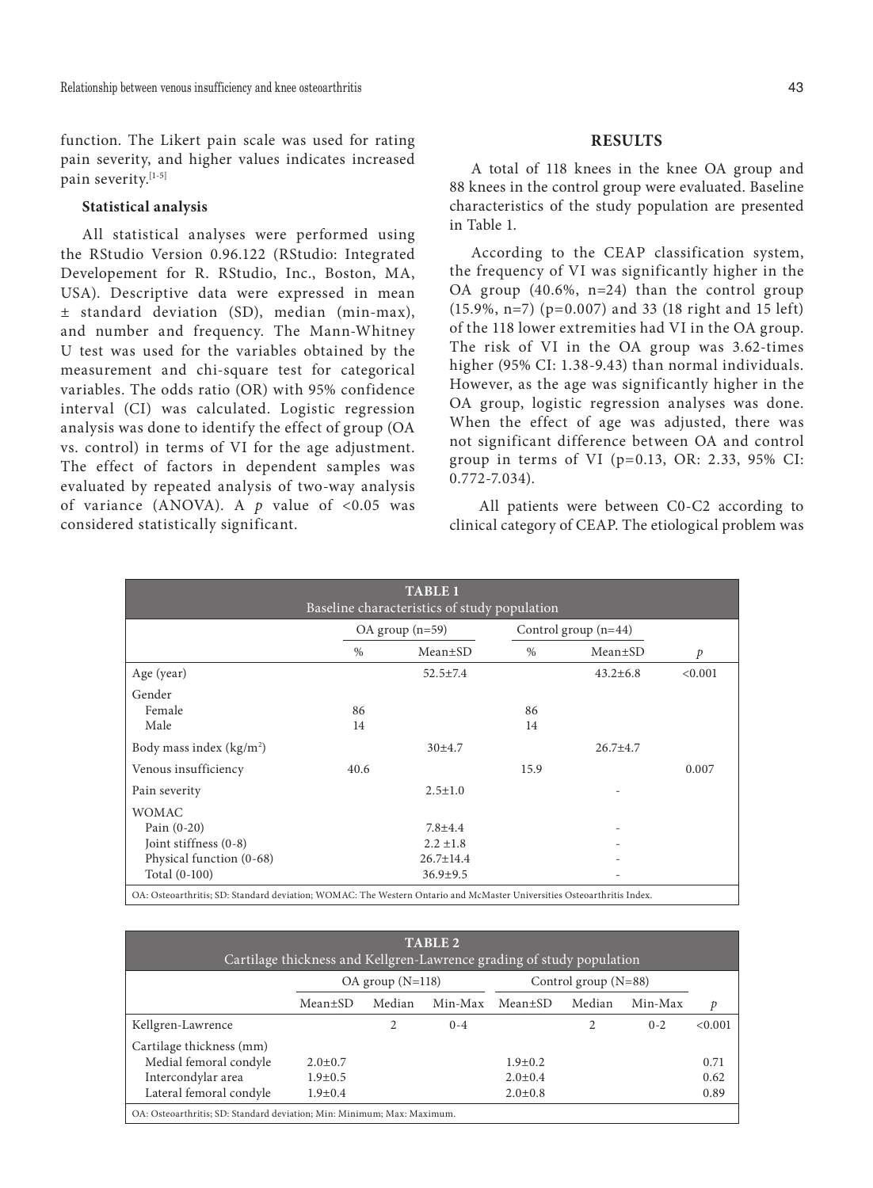function. The Likert pain scale was used for rating pain severity, and higher values indicates increased pain severity.[1-5]

### Statistical analysis

All statistical analyses were performed using the RStudio Version 0.96.122 (RStudio: Integrated Developement for R. RStudio, Inc., Boston, MA, USA). Descriptive data were expressed in mean ± standard deviation (SD), median (min-max), and number and frequency. The Mann-Whitney U test was used for the variables obtained by the measurement and chi-square test for categorical variables. The odds ratio (OR) with 95% confidence interval (CI) was calculated. Logistic regression analysis was done to identify the effect of group (OA vs. control) in terms of VI for the age adjustment. The effect of factors in dependent samples was evaluated by repeated analysis of two-way analysis of variance (ANOVA). A $p$ value of <0.05 was considered statistically significant.

## RESULTS

A total of 118 knees in the knee OA group and 88 knees in the control group were evaluated. Baseline characteristics of the study population are presented in Table 1.

According to the CEAP classification system, the frequency of VI was significantly higher in the OA group (40.6%, n=24) than the control group (15.9%, n=7) (p=0.007) and 33 (18 right and 15 left) of the 118 lower extremities had VI in the OA group. The risk of VI in the OA group was 3.62-times higher (95% CI: 1.38-9.43) than normal individuals. However, as the age was significantly higher in the OA group, logistic regression analyses was done. When the effect of age was adjusted, there was not significant difference between OA and control group in terms of VI (p=0.13, OR: 2.33, 95% CI: 0.772-7.034).

All patients were between C0-C2 according to clinical category of CEAP. The etiological problem was

**TABLE 1**
Baseline characteristics of study population

| | OA group (n=59) | | Control group (n=44) | | |
|---|---|---|---|---|---|
| | % | Mean±SD | % | Mean±SD | $p$ |
| Age (year) | | 52.5±7.4 | | 43.2±6.8 | <0.001 |
| Gender | | | | | |
| Female | 86 | | 86 | | |
| Male | 14 | | 14 | | |
| Body mass index (kg/m$^2$) | | 30±4.7 | | 26.7±4.7 | |
| Venous insufficiency | 40.6 | | 15.9 | | 0.007 |
| Pain severity | | 2.5±1.0 | | - | |
| WOMAC | | | | | |
| Pain (0-20) | | 7.8±4.4 | | - | |
| Joint stiffness (0-8) | | 2.2 ±1.8 | | - | |
| Physical function (0-68) | | 26.7±14.4 | | - | |
| Total (0-100) | | 36.9±9.5 | | - | |

OA: Osteoarthritis; SD: Standard deviation; WOMAC: The Western Ontario and McMaster Universities Osteoarthritis Index.

**TABLE 2**
Cartilage thickness and Kellgren-Lawrence grading of study population

| | OA group (N=118) | | | Control group (N=88) | | | |
|---|---|---|---|---|---|---|---|
| | Mean±SD | Median | Min-Max | Mean±SD | Median | Min-Max | $p$ |
| Kellgren-Lawrence | | 2 | 0-4 | | 2 | 0-2 | <0.001 |
| Cartilage thickness (mm) | | | | | | | |
| Medial femoral condyle | 2.0±0.7 | | | 1.9±0.2 | | | 0.71 |
| Intercondylar area | 1.9±0.5 | | | 2.0±0.4 | | | 0.62 |
| Lateral femoral condyle | 1.9±0.4 | | | 2.0±0.8 | | | 0.89 |

OA: Osteoarthritis; SD: Standard deviation; Min: Minimum; Max: Maximum.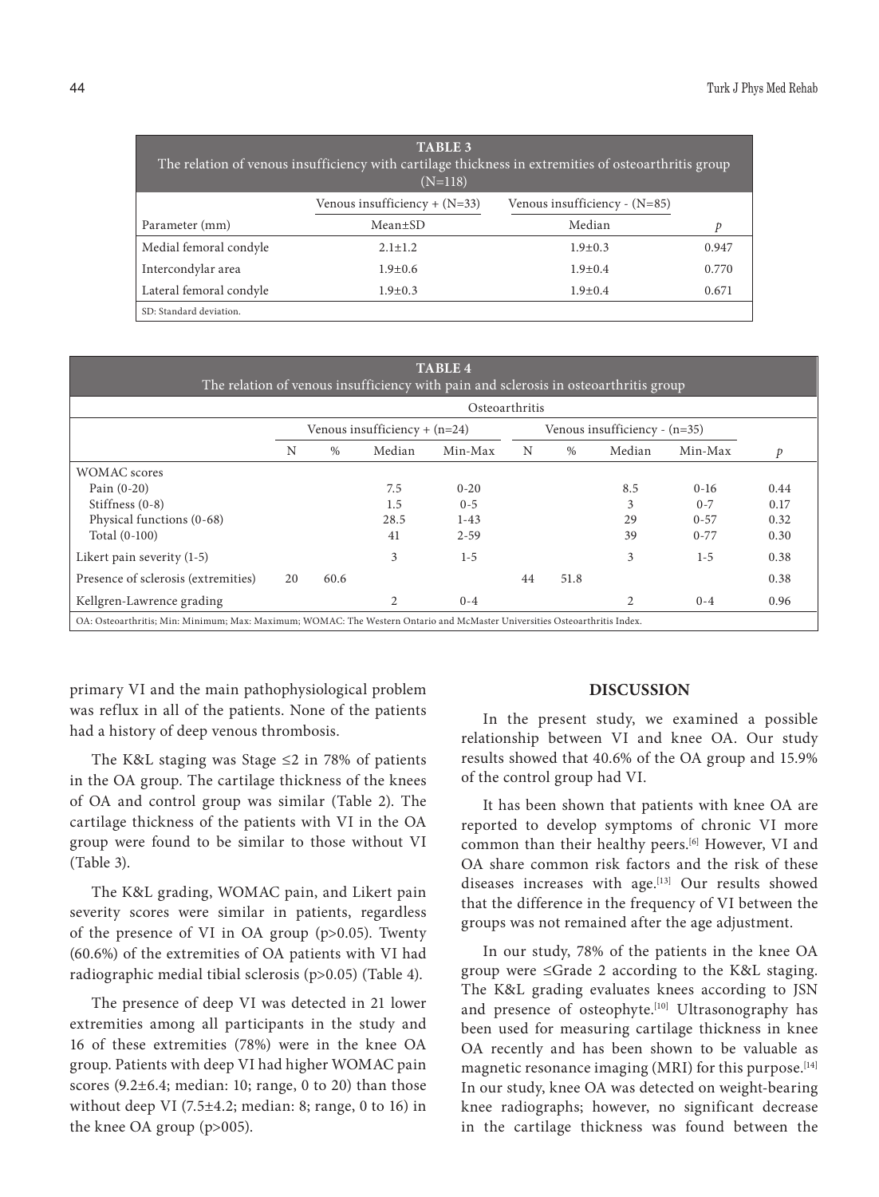**TABLE 3**
The relation of venous insufficiency with cartilage thickness in extremities of osteoarthritis group (N=118)

| | Venous insufficiency + (N=33) | Venous insufficiency - (N=85) | |
|---|---|---|---|
| Parameter (mm) | Mean±SD | Median | *p* |
| Medial femoral condyle | 2.1±1.2 | 1.9±0.3 | 0.947 |
| Intercondylar area | 1.9±0.6 | 1.9±0.4 | 0.770 |
| Lateral femoral condyle | 1.9±0.3 | 1.9±0.4 | 0.671 |

SD: Standard deviation.

**TABLE 4**
The relation of venous insufficiency with pain and sclerosis in osteoarthritis group

| | Osteoarthritis | | | | | | | | |
|---|---|---|---|---|---|---|---|---|---|
| | Venous insufficiency + (n=24) | | | | Venous insufficiency - (n=35) | | | | |
| | N | % | Median | Min-Max | N | % | Median | Min-Max | *p* |
| WOMAC scores | | | | | | | | | |
| Pain (0-20) | | | 7.5 | 0-20 | | | 8.5 | 0-16 | 0.44 |
| Stiffness (0-8) | | | 1.5 | 0-5 | | | 3 | 0-7 | 0.17 |
| Physical functions (0-68) | | | 28.5 | 1-43 | | | 29 | 0-57 | 0.32 |
| Total (0-100) | | | 41 | 2-59 | | | 39 | 0-77 | 0.30 |
| Likert pain severity (1-5) | | | 3 | 1-5 | | | 3 | 1-5 | 0.38 |
| Presence of sclerosis (extremities) | 20 | 60.6 | | | 44 | 51.8 | | | 0.38 |
| Kellgren-Lawrence grading | | | 2 | 0-4 | | | 2 | 0-4 | 0.96 |

OA: Osteoarthritis; Min: Minimum; Max: Maximum; WOMAC: The Western Ontario and McMaster Universities Osteoarthritis Index.

primary VI and the main pathophysiological problem was reflux in all of the patients. None of the patients had a history of deep venous thrombosis.

The K&L staging was Stage ≤2 in 78% of patients in the OA group. The cartilage thickness of the knees of OA and control group was similar (Table 2). The cartilage thickness of the patients with VI in the OA group were found to be similar to those without VI (Table 3).

The K&L grading, WOMAC pain, and Likert pain severity scores were similar in patients, regardless of the presence of VI in OA group ($p>0.05$). Twenty (60.6%) of the extremities of OA patients with VI had radiographic medial tibial sclerosis ($p>0.05$) (Table 4).

The presence of deep VI was detected in 21 lower extremities among all participants in the study and 16 of these extremities (78%) were in the knee OA group. Patients with deep VI had higher WOMAC pain scores (9.2±6.4; median: 10; range, 0 to 20) than those without deep VI (7.5±4.2; median: 8; range, 0 to 16) in the knee OA group (p>005).

## DISCUSSION

In the present study, we examined a possible relationship between VI and knee OA. Our study results showed that 40.6% of the OA group and 15.9% of the control group had VI.

It has been shown that patients with knee OA are reported to develop symptoms of chronic VI more common than their healthy peers.[6] However, VI and OA share common risk factors and the risk of these diseases increases with age.[13] Our results showed that the difference in the frequency of VI between the groups was not remained after the age adjustment.

In our study, 78% of the patients in the knee OA group were ≤Grade 2 according to the K&L staging. The K&L grading evaluates knees according to JSN and presence of osteophyte.[10] Ultrasonography has been used for measuring cartilage thickness in knee OA recently and has been shown to be valuable as magnetic resonance imaging (MRI) for this purpose.[14] In our study, knee OA was detected on weight-bearing knee radiographs; however, no significant decrease in the cartilage thickness was found between the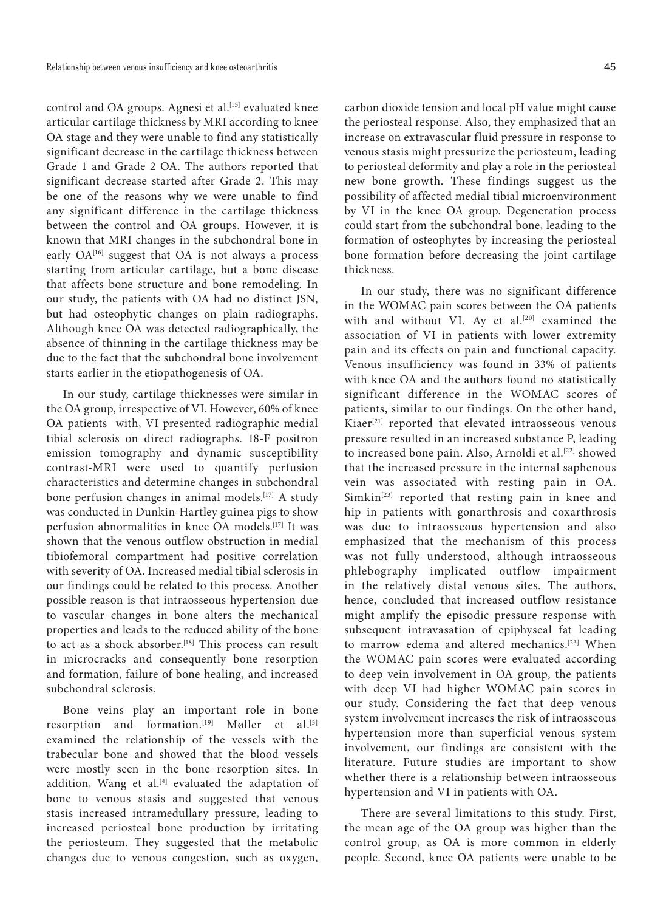control and OA groups. Agnesi et al.[15] evaluated knee articular cartilage thickness by MRI according to knee OA stage and they were unable to find any statistically significant decrease in the cartilage thickness between Grade 1 and Grade 2 OA. The authors reported that significant decrease started after Grade 2. This may be one of the reasons why we were unable to find any significant difference in the cartilage thickness between the control and OA groups. However, it is known that MRI changes in the subchondral bone in early OA[16] suggest that OA is not always a process starting from articular cartilage, but a bone disease that affects bone structure and bone remodeling. In our study, the patients with OA had no distinct JSN, but had osteophytic changes on plain radiographs. Although knee OA was detected radiographically, the absence of thinning in the cartilage thickness may be due to the fact that the subchondral bone involvement starts earlier in the etiopathogenesis of OA.

In our study, cartilage thicknesses were similar in the OA group, irrespective of VI. However, 60% of knee OA patients with, VI presented radiographic medial tibial sclerosis on direct radiographs. 18-F positron emission tomography and dynamic susceptibility contrast-MRI were used to quantify perfusion characteristics and determine changes in subchondral bone perfusion changes in animal models.[17] A study was conducted in Dunkin-Hartley guinea pigs to show perfusion abnormalities in knee OA models.[17] It was shown that the venous outflow obstruction in medial tibiofemoral compartment had positive correlation with severity of OA. Increased medial tibial sclerosis in our findings could be related to this process. Another possible reason is that intraosseous hypertension due to vascular changes in bone alters the mechanical properties and leads to the reduced ability of the bone to act as a shock absorber.[18] This process can result in microcracks and consequently bone resorption and formation, failure of bone healing, and increased subchondral sclerosis.

Bone veins play an important role in bone resorption and formation.[19] Møller et al.[3] examined the relationship of the vessels with the trabecular bone and showed that the blood vessels were mostly seen in the bone resorption sites. In addition, Wang et al.[4] evaluated the adaptation of bone to venous stasis and suggested that venous stasis increased intramedullary pressure, leading to increased periosteal bone production by irritating the periosteum. They suggested that the metabolic changes due to venous congestion, such as oxygen, carbon dioxide tension and local pH value might cause the periosteal response. Also, they emphasized that an increase on extravascular fluid pressure in response to venous stasis might pressurize the periosteum, leading to periosteal deformity and play a role in the periosteal new bone growth. These findings suggest us the possibility of affected medial tibial microenvironment by VI in the knee OA group. Degeneration process could start from the subchondral bone, leading to the formation of osteophytes by increasing the periosteal bone formation before decreasing the joint cartilage thickness.

In our study, there was no significant difference in the WOMAC pain scores between the OA patients with and without VI. Ay et al.[20] examined the association of VI in patients with lower extremity pain and its effects on pain and functional capacity. Venous insufficiency was found in 33% of patients with knee OA and the authors found no statistically significant difference in the WOMAC scores of patients, similar to our findings. On the other hand, Kiaer[21] reported that elevated intraosseous venous pressure resulted in an increased substance P, leading to increased bone pain. Also, Arnoldi et al.[22] showed that the increased pressure in the internal saphenous vein was associated with resting pain in OA. Simkin[23] reported that resting pain in knee and hip in patients with gonarthrosis and coxarthrosis was due to intraosseous hypertension and also emphasized that the mechanism of this process was not fully understood, although intraosseous phlebography implicated outflow impairment in the relatively distal venous sites. The authors, hence, concluded that increased outflow resistance might amplify the episodic pressure response with subsequent intravasation of epiphyseal fat leading to marrow edema and altered mechanics.[23] When the WOMAC pain scores were evaluated according to deep vein involvement in OA group, the patients with deep VI had higher WOMAC pain scores in our study. Considering the fact that deep venous system involvement increases the risk of intraosseous hypertension more than superficial venous system involvement, our findings are consistent with the literature. Future studies are important to show whether there is a relationship between intraosseous hypertension and VI in patients with OA.

There are several limitations to this study. First, the mean age of the OA group was higher than the control group, as OA is more common in elderly people. Second, knee OA patients were unable to be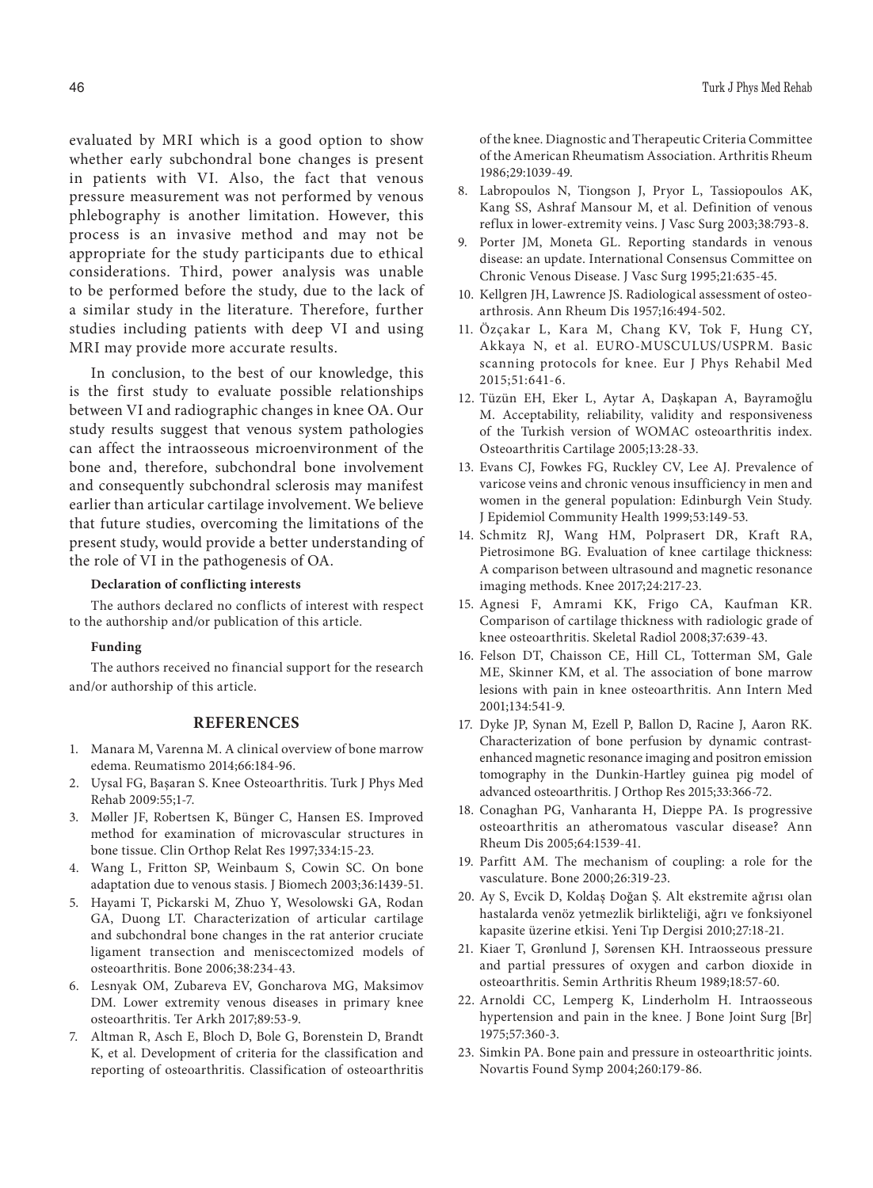evaluated by MRI which is a good option to show whether early subchondral bone changes is present in patients with VI. Also, the fact that venous pressure measurement was not performed by venous phlebography is another limitation. However, this process is an invasive method and may not be appropriate for the study participants due to ethical considerations. Third, power analysis was unable to be performed before the study, due to the lack of a similar study in the literature. Therefore, further studies including patients with deep VI and using MRI may provide more accurate results.

In conclusion, to the best of our knowledge, this is the first study to evaluate possible relationships between VI and radiographic changes in knee OA. Our study results suggest that venous system pathologies can affect the intraosseous microenvironment of the bone and, therefore, subchondral bone involvement and consequently subchondral sclerosis may manifest earlier than articular cartilage involvement. We believe that future studies, overcoming the limitations of the present study, would provide a better understanding of the role of VI in the pathogenesis of OA.

**Declaration of conflicting interests**

The authors declared no conflicts of interest with respect to the authorship and/or publication of this article.

**Funding**

The authors received no financial support for the research and/or authorship of this article.

## REFERENCES

1. Manara M, Varenna M. A clinical overview of bone marrow edema. Reumatismo 2014;66:184-96.
2. Uysal FG, Başaran S. Knee Osteoarthritis. Turk J Phys Med Rehab 2009:55;1-7.
3. Møller JF, Robertsen K, Bünger C, Hansen ES. Improved method for examination of microvascular structures in bone tissue. Clin Orthop Relat Res 1997;334:15-23.
4. Wang L, Fritton SP, Weinbaum S, Cowin SC. On bone adaptation due to venous stasis. J Biomech 2003;36:1439-51.
5. Hayami T, Pickarski M, Zhuo Y, Wesolowski GA, Rodan GA, Duong LT. Characterization of articular cartilage and subchondral bone changes in the rat anterior cruciate ligament transection and meniscectomized models of osteoarthritis. Bone 2006;38:234-43.
6. Lesnyak OM, Zubareva EV, Goncharova MG, Maksimov DM. Lower extremity venous diseases in primary knee osteoarthritis. Ter Arkh 2017;89:53-9.
7. Altman R, Asch E, Bloch D, Bole G, Borenstein D, Brandt K, et al. Development of criteria for the classification and reporting of osteoarthritis. Classification of osteoarthritis of the knee. Diagnostic and Therapeutic Criteria Committee of the American Rheumatism Association. Arthritis Rheum 1986;29:1039-49.
8. Labropoulos N, Tiongson J, Pryor L, Tassiopoulos AK, Kang SS, Ashraf Mansour M, et al. Definition of venous reflux in lower-extremity veins. J Vasc Surg 2003;38:793-8.
9. Porter JM, Moneta GL. Reporting standards in venous disease: an update. International Consensus Committee on Chronic Venous Disease. J Vasc Surg 1995;21:635-45.
10. Kellgren JH, Lawrence JS. Radiological assessment of osteo-arthrosis. Ann Rheum Dis 1957;16:494-502.
11. Özçakar L, Kara M, Chang KV, Tok F, Hung CY, Akkaya N, et al. EURO-MUSCULUS/USPRM. Basic scanning protocols for knee. Eur J Phys Rehabil Med 2015;51:641-6.
12. Tüzün EH, Eker L, Aytar A, Daşkapan A, Bayramoğlu M. Acceptability, reliability, validity and responsiveness of the Turkish version of WOMAC osteoarthritis index. Osteoarthritis Cartilage 2005;13:28-33.
13. Evans CJ, Fowkes FG, Ruckley CV, Lee AJ. Prevalence of varicose veins and chronic venous insufficiency in men and women in the general population: Edinburgh Vein Study. J Epidemiol Community Health 1999;53:149-53.
14. Schmitz RJ, Wang HM, Polprasert DR, Kraft RA, Pietrosimone BG. Evaluation of knee cartilage thickness: A comparison between ultrasound and magnetic resonance imaging methods. Knee 2017;24:217-23.
15. Agnesi F, Amrami KK, Frigo CA, Kaufman KR. Comparison of cartilage thickness with radiologic grade of knee osteoarthritis. Skeletal Radiol 2008;37:639-43.
16. Felson DT, Chaisson CE, Hill CL, Totterman SM, Gale ME, Skinner KM, et al. The association of bone marrow lesions with pain in knee osteoarthritis. Ann Intern Med 2001;134:541-9.
17. Dyke JP, Synan M, Ezell P, Ballon D, Racine J, Aaron RK. Characterization of bone perfusion by dynamic contrast-enhanced magnetic resonance imaging and positron emission tomography in the Dunkin-Hartley guinea pig model of advanced osteoarthritis. J Orthop Res 2015;33:366-72.
18. Conaghan PG, Vanharanta H, Dieppe PA. Is progressive osteoarthritis an atheromatous vascular disease? Ann Rheum Dis 2005;64:1539-41.
19. Parfitt AM. The mechanism of coupling: a role for the vasculature. Bone 2000;26:319-23.
20. Ay S, Evcik D, Koldaş Doğan Ş. Alt ekstremite ağrısı olan hastalarda venöz yetmezlik birlikteliği, ağrı ve fonksiyonel kapasite üzerine etkisi. Yeni Tıp Dergisi 2010;27:18-21.
21. Kiaer T, Grønlund J, Sørensen KH. Intraosseous pressure and partial pressures of oxygen and carbon dioxide in osteoarthritis. Semin Arthritis Rheum 1989;18:57-60.
22. Arnoldi CC, Lemperg K, Linderholm H. Intraosseous hypertension and pain in the knee. J Bone Joint Surg [Br] 1975;57:360-3.
23. Simkin PA. Bone pain and pressure in osteoarthritic joints. Novartis Found Symp 2004;260:179-86.